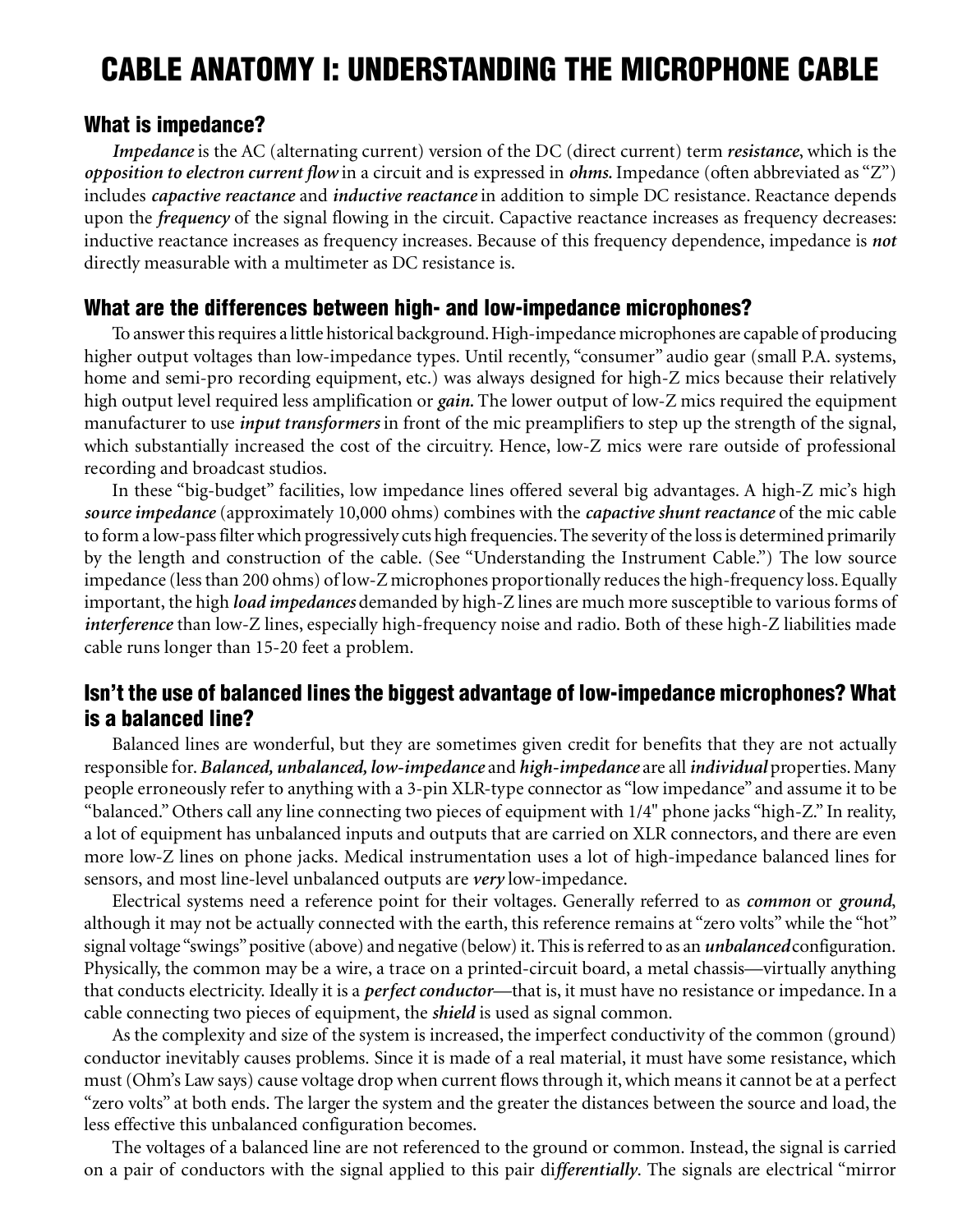# CABLE ANATOMY I: UNDERSTANDING THE MICROPHONE CABLE

## What is impedance?

*Impedance* is the AC (alternating current) version of the DC (direct current) term *resistance*, which is the ***opposition to electron current flow*** in a circuit and is expressed in ***ohms.*** Impedance (often abbreviated as "Z") includes *capactive reactance* and *inductive reactance* in addition to simple DC resistance. Reactance depends upon the *frequency* of the signal flowing in the circuit. Capactive reactance increases as frequency decreases: inductive reactance increases as frequency increases. Because of this frequency dependence, impedance is ***not*** directly measurable with a multimeter as DC resistance is.

## What are the differences between high- and low-impedance microphones?

To answer this requires a little historical background. High-impedance microphones are capable of producing higher output voltages than low-impedance types. Until recently, "consumer" audio gear (small P.A. systems, home and semi-pro recording equipment, etc.) was always designed for high-Z mics because their relatively high output level required less amplification or ***gain.*** The lower output of low-Z mics required the equipment manufacturer to use ***input transformers*** in front of the mic preamplifiers to step up the strength of the signal, which substantially increased the cost of the circuitry. Hence, low-Z mics were rare outside of professional recording and broadcast studios.

In these "big-budget" facilities, low impedance lines offered several big advantages. A high-Z mic's high ***source impedance*** (approximately 10,000 ohms) combines with the ***capactive shunt reactance*** of the mic cable to form a low-pass filter which progressively cuts high frequencies. The severity of the loss is determined primarily by the length and construction of the cable. (See "Understanding the Instrument Cable.") The low source impedance (less than 200 ohms) of low-Z microphones proportionally reduces the high-frequency loss. Equally important, the high ***load impedances*** demanded by high-Z lines are much more susceptible to various forms of ***interference*** than low-Z lines, especially high-frequency noise and radio. Both of these high-Z liabilities made cable runs longer than 15-20 feet a problem.

## Isn't the use of balanced lines the biggest advantage of low-impedance microphones? What is a balanced line?

Balanced lines are wonderful, but they are sometimes given credit for benefits that they are not actually responsible for. ***Balanced, unbalanced, low-impedance*** and ***high-impedance*** are all ***individual*** properties. Many people erroneously refer to anything with a 3-pin XLR-type connector as "low impedance" and assume it to be "balanced." Others call any line connecting two pieces of equipment with 1/4" phone jacks "high-Z." In reality, a lot of equipment has unbalanced inputs and outputs that are carried on XLR connectors, and there are even more low-Z lines on phone jacks. Medical instrumentation uses a lot of high-impedance balanced lines for sensors, and most line-level unbalanced outputs are ***very*** low-impedance.

Electrical systems need a reference point for their voltages. Generally referred to as ***common*** or ***ground***, although it may not be actually connected with the earth, this reference remains at "zero volts" while the "hot" signal voltage "swings" positive (above) and negative (below) it. This is referred to as an ***unbalanced*** configuration. Physically, the common may be a wire, a trace on a printed-circuit board, a metal chassis—virtually anything that conducts electricity. Ideally it is a ***perfect conductor***—that is, it must have no resistance or impedance. In a cable connecting two pieces of equipment, the ***shield*** is used as signal common.

As the complexity and size of the system is increased, the imperfect conductivity of the common (ground) conductor inevitably causes problems. Since it is made of a real material, it must have some resistance, which must (Ohm's Law says) cause voltage drop when current flows through it, which means it cannot be at a perfect "zero volts" at both ends. The larger the system and the greater the distances between the source and load, the less effective this unbalanced configuration becomes.

The voltages of a balanced line are not referenced to the ground or common. Instead, the signal is carried on a pair of conductors with the signal applied to this pair di*fferentially*. The signals are electrical "mirror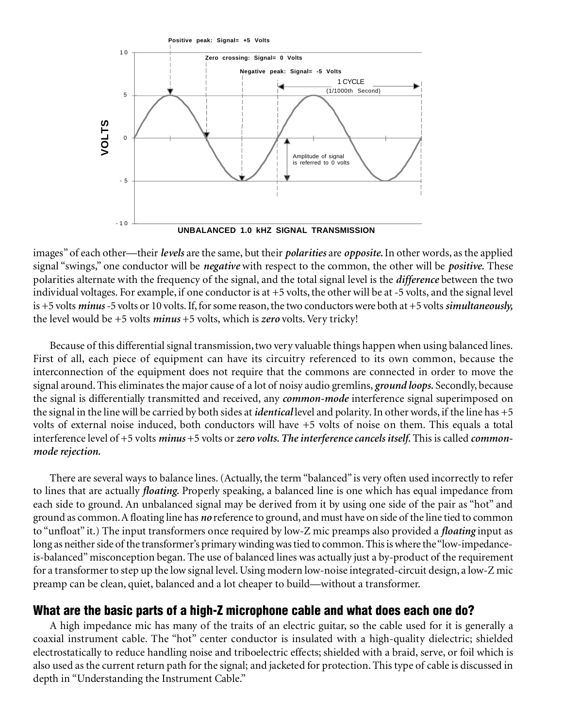images" of each other—their ***levels*** are the same, but their ***polarities*** are ***opposite.*** In other words, as the applied signal "swings," one conductor will be ***negative*** with respect to the common, the other will be ***positive.*** These polarities alternate with the frequency of the signal, and the total signal level is the ***difference*** between the two individual voltages. For example, if one conductor is at +5 volts, the other will be at -5 volts, and the signal level is +5 volts ***minus*** -5 volts or 10 volts. If, for some reason, the two conductors were both at +5 volts ***simultaneously,*** the level would be +5 volts ***minus*** +5 volts, which is ***zero*** volts. Very tricky!

Because of this differential signal transmission, two very valuable things happen when using balanced lines. First of all, each piece of equipment can have its circuitry referenced to its own common, because the interconnection of the equipment does not require that the commons are connected in order to move the signal around. This eliminates the major cause of a lot of noisy audio gremlins, ***ground loops.*** Secondly, because the signal is differentially transmitted and received, any ***common-mode*** interference signal superimposed on the signal in the line will be carried by both sides at ***identical*** level and polarity. In other words, if the line has +5 volts of external noise induced, both conductors will have +5 volts of noise on them. This equals a total interference level of +5 volts ***minus*** +5 volts or ***zero volts. The interference cancels itself.*** This is called ***common-mode rejection.***

There are several ways to balance lines. (Actually, the term "balanced" is very often used incorrectly to refer to lines that are actually ***floating.*** Properly speaking, a balanced line is one which has equal impedance from each side to ground. An unbalanced signal may be derived from it by using one side of the pair as "hot" and ground as common. A floating line has ***no*** reference to ground, and must have on side of the line tied to common to "unfloat" it.) The input transformers once required by low-Z mic preamps also provided a ***floating*** input as long as neither side of the transformer's primary winding was tied to common. This is where the "low-impedance-is-balanced" misconception began. The use of balanced lines was actually just a by-product of the requirement for a transformer to step up the low signal level. Using modern low-noise integrated-circuit design, a low-Z mic preamp can be clean, quiet, balanced and a lot cheaper to build—without a transformer.

## What are the basic parts of a high-Z microphone cable and what does each one do?

A high impedance mic has many of the traits of an electric guitar, so the cable used for it is generally a coaxial instrument cable. The "hot" center conductor is insulated with a high-quality dielectric; shielded electrostatically to reduce handling noise and triboelectric effects; shielded with a braid, serve, or foil which is also used as the current return path for the signal; and jacketed for protection. This type of cable is discussed in depth in "Understanding the Instrument Cable."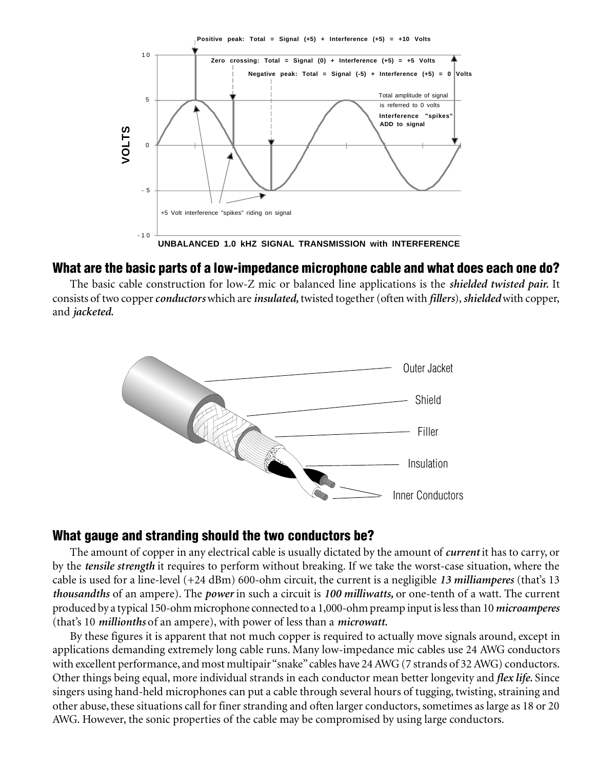## What are the basic parts of a low-impedance microphone cable and what does each one do?

The basic cable construction for low-Z mic or balanced line applications is the ***shielded twisted pair.*** It consists of two copper ***conductors*** which are ***insulated,*** twisted together (often with ***fillers***), ***shielded*** with copper, and ***jacketed.***

## What gauge and stranding should the two conductors be?

The amount of copper in any electrical cable is usually dictated by the amount of ***current*** it has to carry, or by the ***tensile strength*** it requires to perform without breaking. If we take the worst-case situation, where the cable is used for a line-level (+24 dBm) 600-ohm circuit, the current is a negligible ***13 milliamperes*** (that's 13 ***thousandths*** of an ampere). The ***power*** in such a circuit is ***100 milliwatts,*** or one-tenth of a watt. The current produced by a typical 150-ohm microphone connected to a 1,000-ohm preamp input is less than 10 ***microamperes*** (that's 10 ***millionths*** of an ampere), with power of less than a ***microwatt.***

By these figures it is apparent that not much copper is required to actually move signals around, except in applications demanding extremely long cable runs. Many low-impedance mic cables use 24 AWG conductors with excellent performance, and most multipair "snake" cables have 24 AWG (7 strands of 32 AWG) conductors. Other things being equal, more individual strands in each conductor mean better longevity and ***flex life.*** Since singers using hand-held microphones can put a cable through several hours of tugging, twisting, straining and other abuse, these situations call for finer stranding and often larger conductors, sometimes as large as 18 or 20 AWG. However, the sonic properties of the cable may be compromised by using large conductors.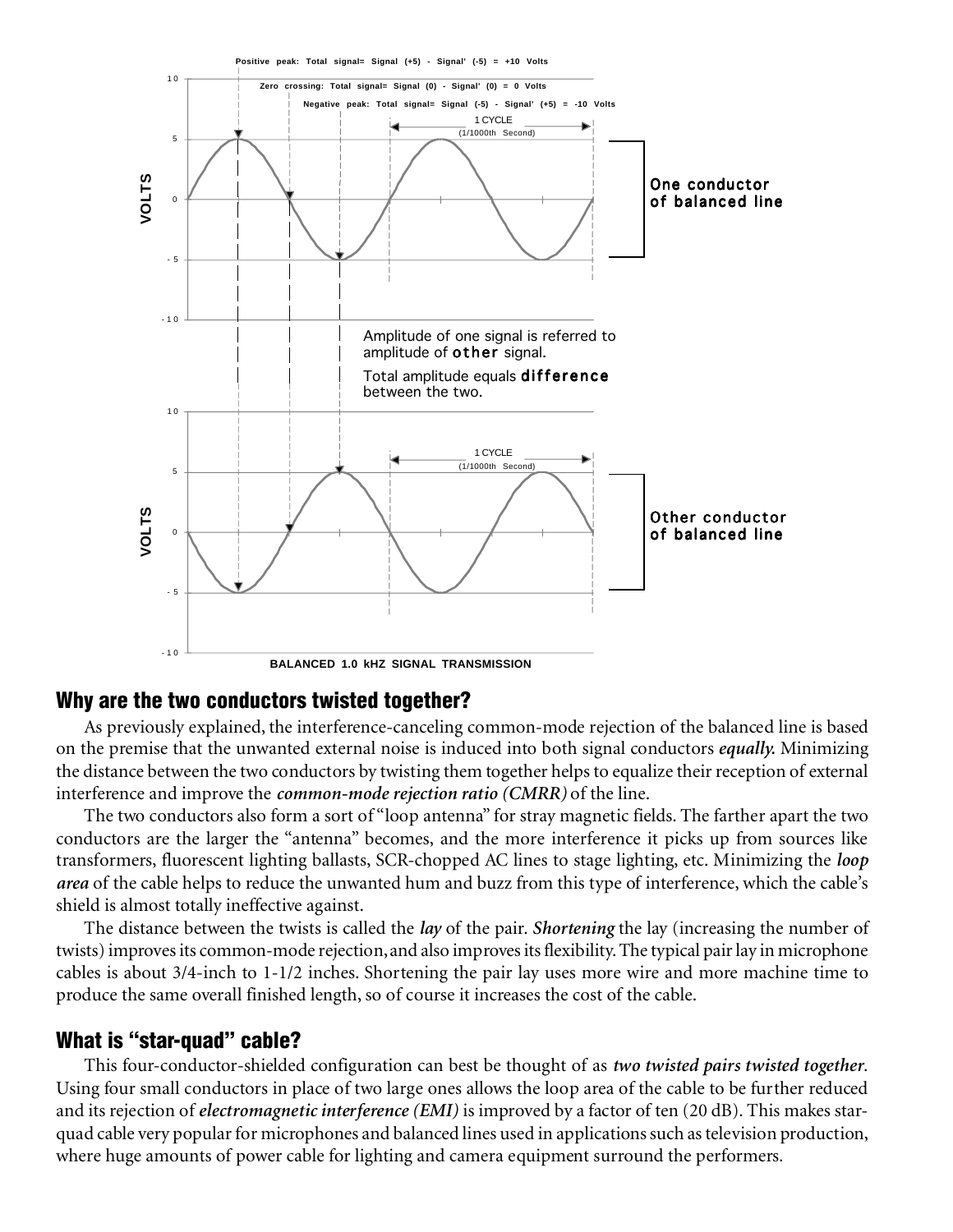Positive peak: Total signal= Signal (+5) - Signal' (-5) = +10 Volts

Zero crossing: Total signal= Signal (0) - Signal' (0) = 0 Volts

Negative peak: Total signal= Signal (-5) - Signal' (+5) = -10 Volts

1 CYCLE (1/1000th Second)

One conductor of balanced line

Amplitude of one signal is referred to amplitude of **other** signal.

Total amplitude equals **difference** between the two.

1 CYCLE (1/1000th Second)

Other conductor of balanced line

BALANCED 1.0 kHZ SIGNAL TRANSMISSION

## Why are the two conductors twisted together?

As previously explained, the interference-canceling common-mode rejection of the balanced line is based on the premise that the unwanted external noise is induced into both signal conductors ***equally.*** Minimizing the distance between the two conductors by twisting them together helps to equalize their reception of external interference and improve the ***common-mode rejection ratio (CMRR)*** of the line.

The two conductors also form a sort of "loop antenna" for stray magnetic fields. The farther apart the two conductors are the larger the "antenna" becomes, and the more interference it picks up from sources like transformers, fluorescent lighting ballasts, SCR-chopped AC lines to stage lighting, etc. Minimizing the ***loop area*** of the cable helps to reduce the unwanted hum and buzz from this type of interference, which the cable's shield is almost totally ineffective against.

The distance between the twists is called the ***lay*** of the pair. ***Shortening*** the lay (increasing the number of twists) improves its common-mode rejection, and also improves its flexibility. The typical pair lay in microphone cables is about 3/4-inch to 1-1/2 inches. Shortening the pair lay uses more wire and more machine time to produce the same overall finished length, so of course it increases the cost of the cable.

## What is "star-quad" cable?

This four-conductor-shielded configuration can best be thought of as ***two twisted pairs twisted together***. Using four small conductors in place of two large ones allows the loop area of the cable to be further reduced and its rejection of ***electromagnetic interference (EMI)*** is improved by a factor of ten (20 dB). This makes star-quad cable very popular for microphones and balanced lines used in applications such as television production, where huge amounts of power cable for lighting and camera equipment surround the performers.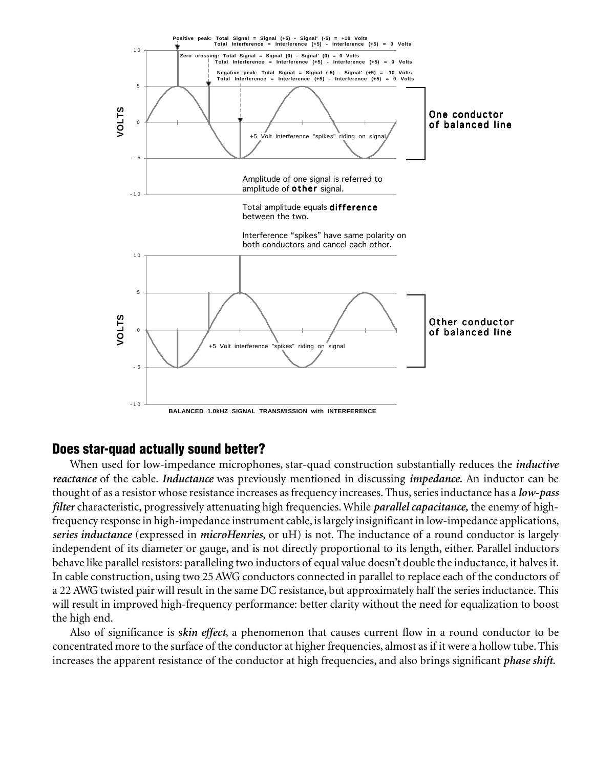Positive peak: Total Signal = Signal (+5) - Signal' (-5) = +10 Volts
Total Interference = Interference (+5) - Interference (+5) = 0 Volts

Zero crossing: Total Signal = Signal (0) - Signal' (0) = 0 Volts
Total Interference = Interference (+5) - Interference (+5) = 0 Volts

Negative peak: Total Signal = Signal (-5) - Signal' (+5) = -10 Volts
Total Interference = Interference (+5) - Interference (+5) = 0 Volts

One conductor of balanced line

+5 Volt interference "spikes" riding on signal

Amplitude of one signal is referred to amplitude of **other** signal.

Total amplitude equals **difference** between the two.

Interference "spikes" have same polarity on both conductors and cancel each other.

Other conductor of balanced line

+5 Volt interference "spikes" riding on signal

BALANCED 1.0kHZ SIGNAL TRANSMISSION with INTERFERENCE

## Does star-quad actually sound better?

When used for low-impedance microphones, star-quad construction substantially reduces the ***inductive reactance*** of the cable. ***Inductance*** was previously mentioned in discussing ***impedance.*** An inductor can be thought of as a resistor whose resistance increases as frequency increases. Thus, series inductance has a ***low-pass filter*** characteristic, progressively attenuating high frequencies. While ***parallel capacitance,*** the enemy of high-frequency response in high-impedance instrument cable, is largely insignificant in low-impedance applications, ***series inductance*** (expressed in ***microHenries***, or uH) is not. The inductance of a round conductor is largely independent of its diameter or gauge, and is not directly proportional to its length, either. Parallel inductors behave like parallel resistors: paralleling two inductors of equal value doesn't double the inductance, it halves it. In cable construction, using two 25 AWG conductors connected in parallel to replace each of the conductors of a 22 AWG twisted pair will result in the same DC resistance, but approximately half the series inductance. This will result in improved high-frequency performance: better clarity without the need for equalization to boost the high end.

Also of significance is s***kin effect***, a phenomenon that causes current flow in a round conductor to be concentrated more to the surface of the conductor at higher frequencies, almost as if it were a hollow tube. This increases the apparent resistance of the conductor at high frequencies, and also brings significant ***phase shift.***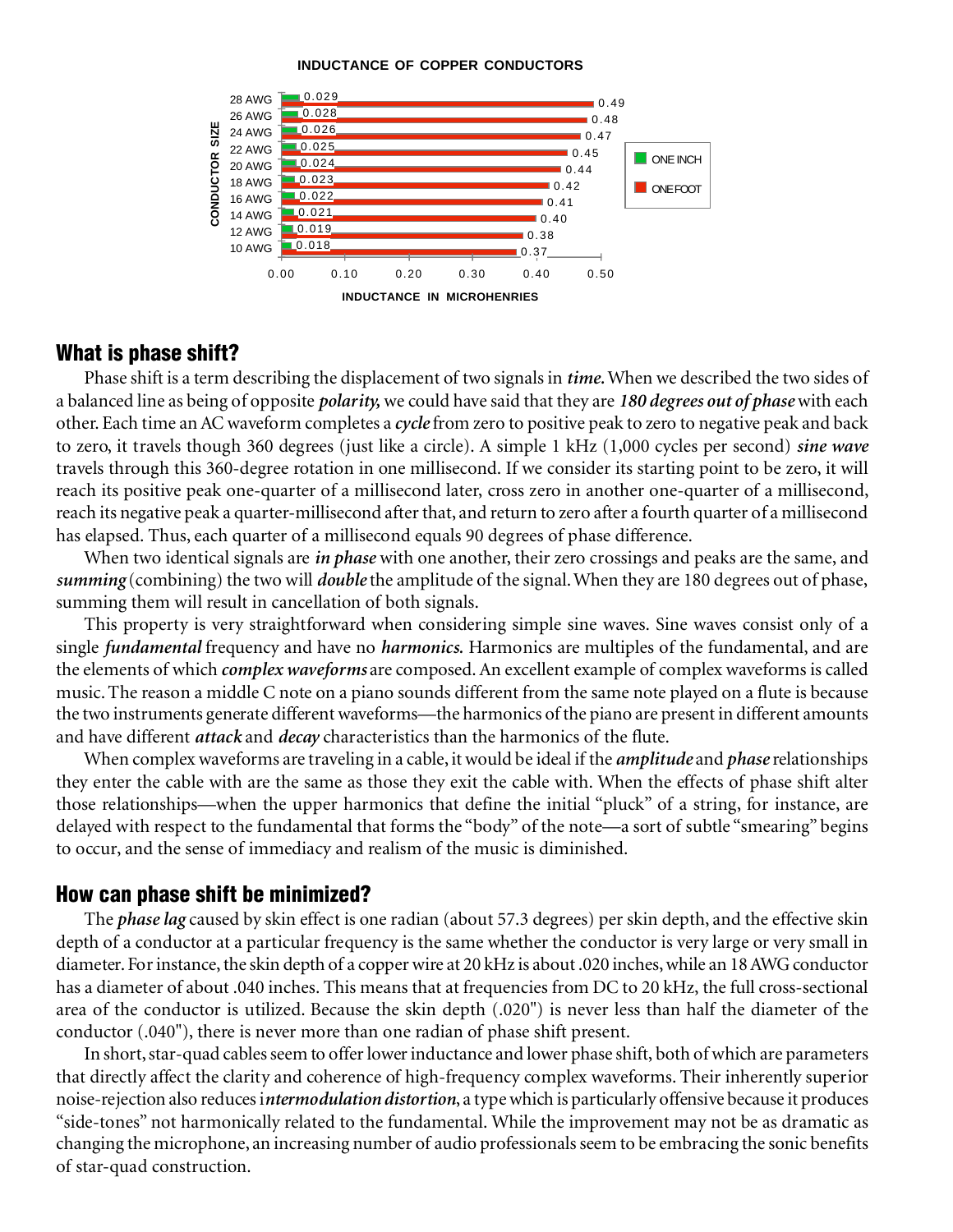**INDUCTANCE OF COPPER CONDUCTORS**

| CONDUCTOR SIZE | ONE INCH | ONE FOOT |
|---|---|---|
| 28 AWG | 0.029 | 0.49 |
| 26 AWG | 0.028 | 0.48 |
| 24 AWG | 0.026 | 0.47 |
| 22 AWG | 0.025 | 0.45 |
| 20 AWG | 0.024 | 0.44 |
| 18 AWG | 0.023 | 0.42 |
| 16 AWG | 0.022 | 0.41 |
| 14 AWG | 0.021 | 0.40 |
| 12 AWG | 0.019 | 0.38 |
| 10 AWG | 0.018 | 0.37 |

INDUCTANCE IN MICROHENRIES

## What is phase shift?

Phase shift is a term describing the displacement of two signals in ***time.*** When we described the two sides of a balanced line as being of opposite ***polarity,*** we could have said that they are ***180 degrees out of phase*** with each other. Each time an AC waveform completes a ***cycle*** from zero to positive peak to zero to negative peak and back to zero, it travels though 360 degrees (just like a circle). A simple 1 kHz (1,000 cycles per second) ***sine wave*** travels through this 360-degree rotation in one millisecond. If we consider its starting point to be zero, it will reach its positive peak one-quarter of a millisecond later, cross zero in another one-quarter of a millisecond, reach its negative peak a quarter-millisecond after that, and return to zero after a fourth quarter of a millisecond has elapsed. Thus, each quarter of a millisecond equals 90 degrees of phase difference.

When two identical signals are ***in phase*** with one another, their zero crossings and peaks are the same, and ***summing*** (combining) the two will ***double*** the amplitude of the signal. When they are 180 degrees out of phase, summing them will result in cancellation of both signals.

This property is very straightforward when considering simple sine waves. Sine waves consist only of a single ***fundamental*** frequency and have no ***harmonics.*** Harmonics are multiples of the fundamental, and are the elements of which ***complex waveforms*** are composed. An excellent example of complex waveforms is called music. The reason a middle C note on a piano sounds different from the same note played on a flute is because the two instruments generate different waveforms—the harmonics of the piano are present in different amounts and have different ***attack*** and ***decay*** characteristics than the harmonics of the flute.

When complex waveforms are traveling in a cable, it would be ideal if the ***amplitude*** and ***phase*** relationships they enter the cable with are the same as those they exit the cable with. When the effects of phase shift alter those relationships—when the upper harmonics that define the initial "pluck" of a string, for instance, are delayed with respect to the fundamental that forms the "body" of the note—a sort of subtle "smearing" begins to occur, and the sense of immediacy and realism of the music is diminished.

## How can phase shift be minimized?

The ***phase lag*** caused by skin effect is one radian (about 57.3 degrees) per skin depth, and the effective skin depth of a conductor at a particular frequency is the same whether the conductor is very large or very small in diameter. For instance, the skin depth of a copper wire at 20 kHz is about .020 inches, while an 18 AWG conductor has a diameter of about .040 inches. This means that at frequencies from DC to 20 kHz, the full cross-sectional area of the conductor is utilized. Because the skin depth (.020") is never less than half the diameter of the conductor (.040"), there is never more than one radian of phase shift present.

In short, star-quad cables seem to offer lower inductance and lower phase shift, both of which are parameters that directly affect the clarity and coherence of high-frequency complex waveforms. Their inherently superior noise-rejection also reduces i***ntermodulation distortion***, a type which is particularly offensive because it produces "side-tones" not harmonically related to the fundamental. While the improvement may not be as dramatic as changing the microphone, an increasing number of audio professionals seem to be embracing the sonic benefits of star-quad construction.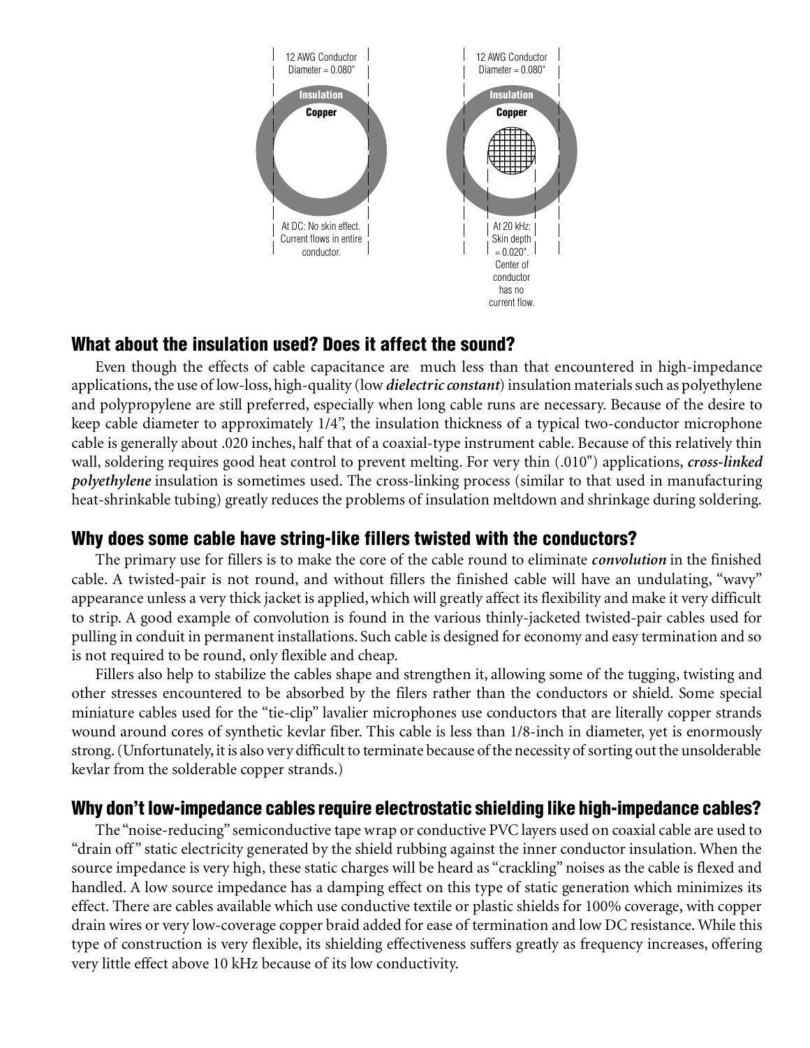12 AWG Conductor Diameter = 0.080"

Insulation

Copper

At DC: No skin effect. Current flows in entire conductor.

12 AWG Conductor Diameter = 0.080"

Insulation

Copper

At 20 kHz: Skin depth = 0.020". Center of conductor has no current flow.

## What about the insulation used? Does it affect the sound?

Even though the effects of cable capacitance are much less than that encountered in high-impedance applications, the use of low-loss, high-quality (low ***dielectric constant***) insulation materials such as polyethylene and polypropylene are still preferred, especially when long cable runs are necessary. Because of the desire to keep cable diameter to approximately 1/4", the insulation thickness of a typical two-conductor microphone cable is generally about .020 inches, half that of a coaxial-type instrument cable. Because of this relatively thin wall, soldering requires good heat control to prevent melting. For very thin (.010") applications, ***cross-linked polyethylene*** insulation is sometimes used. The cross-linking process (similar to that used in manufacturing heat-shrinkable tubing) greatly reduces the problems of insulation meltdown and shrinkage during soldering.

## Why does some cable have string-like fillers twisted with the conductors?

The primary use for fillers is to make the core of the cable round to eliminate ***convolution*** in the finished cable. A twisted-pair is not round, and without fillers the finished cable will have an undulating, "wavy" appearance unless a very thick jacket is applied, which will greatly affect its flexibility and make it very difficult to strip. A good example of convolution is found in the various thinly-jacketed twisted-pair cables used for pulling in conduit in permanent installations. Such cable is designed for economy and easy termination and so is not required to be round, only flexible and cheap.

Fillers also help to stabilize the cables shape and strengthen it, allowing some of the tugging, twisting and other stresses encountered to be absorbed by the filers rather than the conductors or shield. Some special miniature cables used for the "tie-clip" lavalier microphones use conductors that are literally copper strands wound around cores of synthetic kevlar fiber. This cable is less than 1/8-inch in diameter, yet is enormously strong. (Unfortunately, it is also very difficult to terminate because of the necessity of sorting out the unsolderable kevlar from the solderable copper strands.)

## Why don't low-impedance cables require electrostatic shielding like high-impedance cables?

The "noise-reducing" semiconductive tape wrap or conductive PVC layers used on coaxial cable are used to "drain off" static electricity generated by the shield rubbing against the inner conductor insulation. When the source impedance is very high, these static charges will be heard as "crackling" noises as the cable is flexed and handled. A low source impedance has a damping effect on this type of static generation which minimizes its effect. There are cables available which use conductive textile or plastic shields for 100% coverage, with copper drain wires or very low-coverage copper braid added for ease of termination and low DC resistance. While this type of construction is very flexible, its shielding effectiveness suffers greatly as frequency increases, offering very little effect above 10 kHz because of its low conductivity.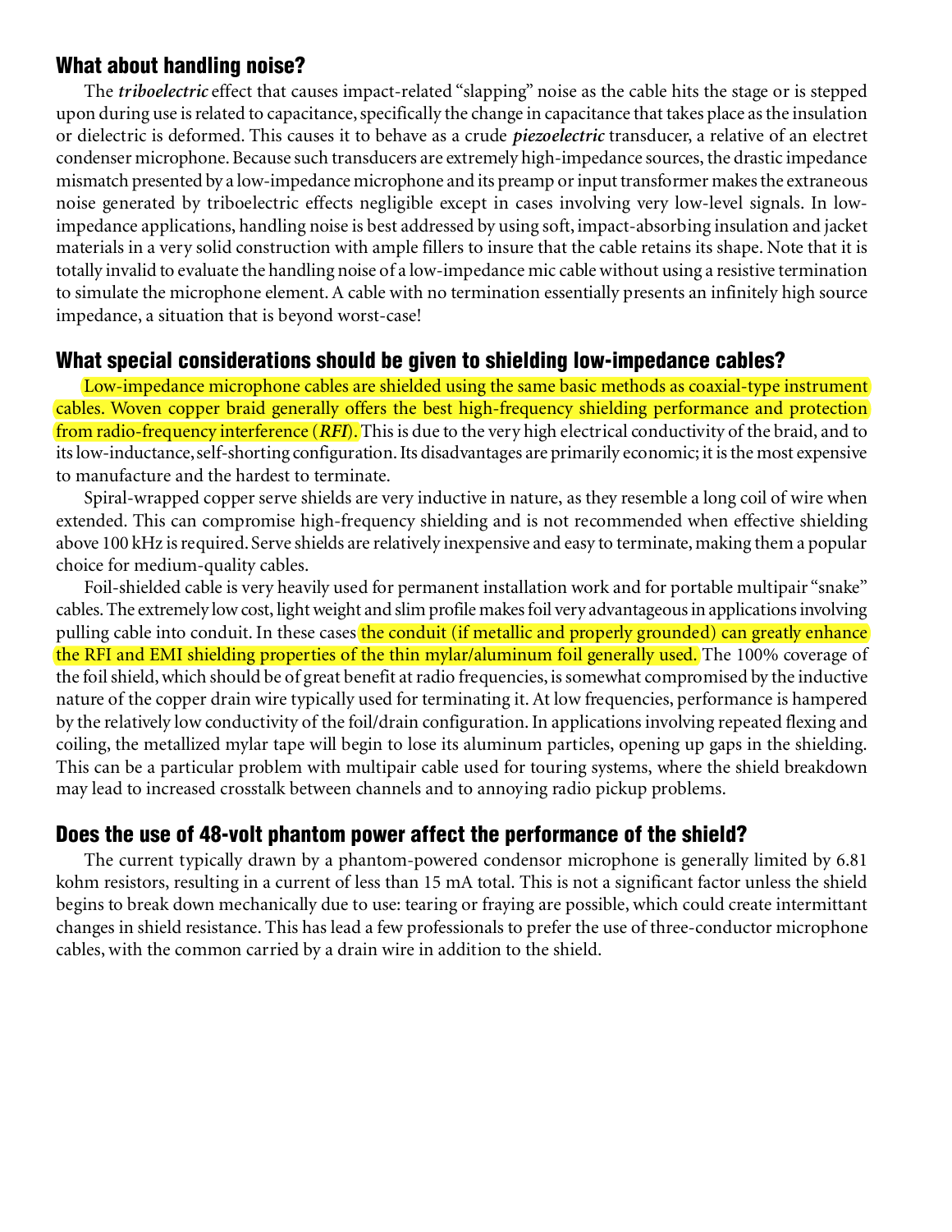## What about handling noise?

The ***triboelectric*** effect that causes impact-related "slapping" noise as the cable hits the stage or is stepped upon during use is related to capacitance, specifically the change in capacitance that takes place as the insulation or dielectric is deformed. This causes it to behave as a crude ***piezoelectric*** transducer, a relative of an electret condenser microphone. Because such transducers are extremely high-impedance sources, the drastic impedance mismatch presented by a low-impedance microphone and its preamp or input transformer makes the extraneous noise generated by triboelectric effects negligible except in cases involving very low-level signals. In low-impedance applications, handling noise is best addressed by using soft, impact-absorbing insulation and jacket materials in a very solid construction with ample fillers to insure that the cable retains its shape. Note that it is totally invalid to evaluate the handling noise of a low-impedance mic cable without using a resistive termination to simulate the microphone element. A cable with no termination essentially presents an infinitely high source impedance, a situation that is beyond worst-case!

## What special considerations should be given to shielding low-impedance cables?

Low-impedance microphone cables are shielded using the same basic methods as coaxial-type instrument cables. Woven copper braid generally offers the best high-frequency shielding performance and protection from radio-frequency interference (***RFI***). This is due to the very high electrical conductivity of the braid, and to its low-inductance, self-shorting configuration. Its disadvantages are primarily economic; it is the most expensive to manufacture and the hardest to terminate.

Spiral-wrapped copper serve shields are very inductive in nature, as they resemble a long coil of wire when extended. This can compromise high-frequency shielding and is not recommended when effective shielding above 100 kHz is required. Serve shields are relatively inexpensive and easy to terminate, making them a popular choice for medium-quality cables.

Foil-shielded cable is very heavily used for permanent installation work and for portable multipair "snake" cables. The extremely low cost, light weight and slim profile makes foil very advantageous in applications involving pulling cable into conduit. In these cases the conduit (if metallic and properly grounded) can greatly enhance the RFI and EMI shielding properties of the thin mylar/aluminum foil generally used. The 100% coverage of the foil shield, which should be of great benefit at radio frequencies, is somewhat compromised by the inductive nature of the copper drain wire typically used for terminating it. At low frequencies, performance is hampered by the relatively low conductivity of the foil/drain configuration. In applications involving repeated flexing and coiling, the metallized mylar tape will begin to lose its aluminum particles, opening up gaps in the shielding. This can be a particular problem with multipair cable used for touring systems, where the shield breakdown may lead to increased crosstalk between channels and to annoying radio pickup problems.

## Does the use of 48-volt phantom power affect the performance of the shield?

The current typically drawn by a phantom-powered condensor microphone is generally limited by 6.81 kohm resistors, resulting in a current of less than 15 mA total. This is not a significant factor unless the shield begins to break down mechanically due to use: tearing or fraying are possible, which could create intermittant changes in shield resistance. This has lead a few professionals to prefer the use of three-conductor microphone cables, with the common carried by a drain wire in addition to the shield.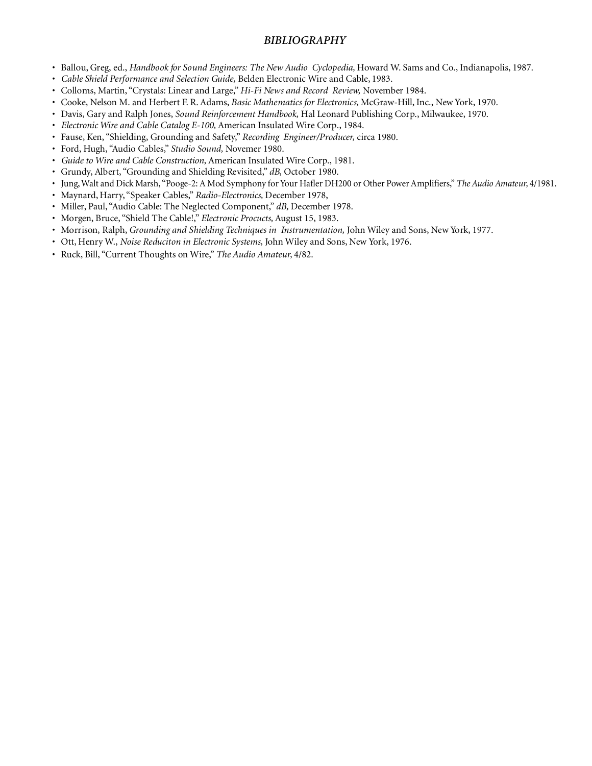### *BIBLIOGRAPHY*

- Ballou, Greg, ed., *Handbook for Sound Engineers: The New Audio Cyclopedia,* Howard W. Sams and Co., Indianapolis, 1987.
- *Cable Shield Performance and Selection Guide,* Belden Electronic Wire and Cable, 1983.
- Colloms, Martin, "Crystals: Linear and Large," *Hi-Fi News and Record Review,* November 1984.
- Cooke, Nelson M. and Herbert F. R. Adams, *Basic Mathematics for Electronics,* McGraw-Hill, Inc., New York, 1970.
- Davis, Gary and Ralph Jones, *Sound Reinforcement Handbook,* Hal Leonard Publishing Corp., Milwaukee, 1970.
- *Electronic Wire and Cable Catalog E-100,* American Insulated Wire Corp., 1984.
- Fause, Ken, "Shielding, Grounding and Safety," *Recording Engineer/Producer,* circa 1980.
- Ford, Hugh, "Audio Cables," *Studio Sound,* Novemer 1980.
- *Guide to Wire and Cable Construction,* American Insulated Wire Corp., 1981.
- Grundy, Albert, "Grounding and Shielding Revisited," *dB*, October 1980.
- Jung, Walt and Dick Marsh, "Pooge-2: A Mod Symphony for Your Hafler DH200 or Other Power Amplifiers," *The Audio Amateur,* 4/1981.
- Maynard, Harry, "Speaker Cables," *Radio-Electronics,* December 1978,
- Miller, Paul, "Audio Cable: The Neglected Component," *dB,* December 1978.
- Morgen, Bruce, "Shield The Cable!," *Electronic Procucts,* August 15, 1983.
- Morrison, Ralph, *Grounding and Shielding Techniques in Instrumentation,* John Wiley and Sons, New York, 1977.
- Ott, Henry W., *Noise Reduciton in Electronic Systems,* John Wiley and Sons, New York, 1976.
- Ruck, Bill, "Current Thoughts on Wire," *The Audio Amateur,* 4/82.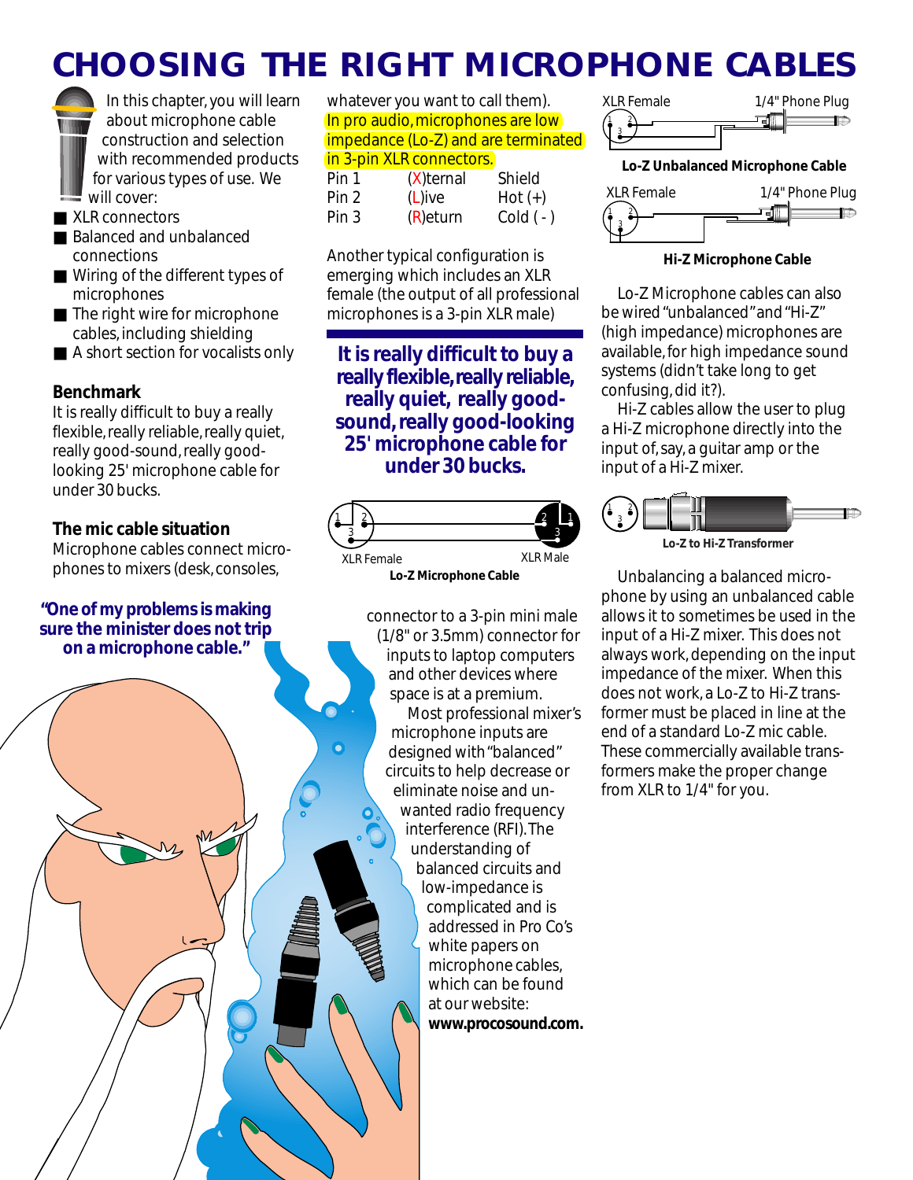# CHOOSING THE RIGHT MICROPHONE CABLES

In this chapter, you will learn about microphone cable construction and selection with recommended products for various types of use. We will cover:

- XLR connectors
- Balanced and unbalanced connections
- Wiring of the different types of microphones
- The right wire for microphone cables, including shielding
- A short section for vocalists only

### Benchmark

It is really difficult to buy a really flexible, really reliable, really quiet, really good-sound, really good-looking 25' microphone cable for under 30 bucks.

### The mic cable situation

Microphone cables connect microphones to mixers (desk, consoles, whatever you want to call them). In pro audio, microphones are low impedance (Lo-Z) and are terminated in 3-pin XLR connectors.

| | | |
|---|---|---|
| Pin 1 | (X)ternal | Shield |
| Pin 2 | (L)ive | Hot (+) |
| Pin 3 | (R)eturn | Cold ( - ) |

Another typical configuration is emerging which includes an XLR female (the output of all professional microphones is a 3-pin XLR male) connector to a 3-pin mini male (1/8" or 3.5mm) connector for inputs to laptop computers and other devices where space is at a premium.

**It is really difficult to buy a really flexible, really reliable, really quiet, really good-sound, really good-looking 25' microphone cable for under 30 bucks.**

XLR Female — XLR Male

**Lo-Z Microphone Cable**

Most professional mixer's microphone inputs are designed with "balanced" circuits to help decrease or eliminate noise and unwanted radio frequency interference (RFI). The understanding of balanced circuits and low-impedance is complicated and is addressed in Pro Co's white papers on microphone cables, which can be found at our website: **www.procosound.com.**

**"One of my problems is making sure the minister does not trip on a microphone cable."**

XLR Female — 1/4" Phone Plug

**Lo-Z Unbalanced Microphone Cable**

XLR Female — 1/4" Phone Plug

**Hi-Z Microphone Cable**

Lo-Z Microphone cables can also be wired "unbalanced" and "Hi-Z" (high impedance) microphones are available, for high impedance sound systems (didn't take long to get confusing, did it?).

Hi-Z cables allow the user to plug a Hi-Z microphone directly into the input of, say, a guitar amp or the input of a Hi-Z mixer.

**Lo-Z to Hi-Z Transformer**

Unbalancing a balanced microphone by using an unbalanced cable allows it to sometimes be used in the input of a Hi-Z mixer. This does not always work, depending on the input impedance of the mixer. When this does not work, a Lo-Z to Hi-Z transformer must be placed in line at the end of a standard Lo-Z mic cable. These commercially available transformers make the proper change from XLR to 1/4" for you.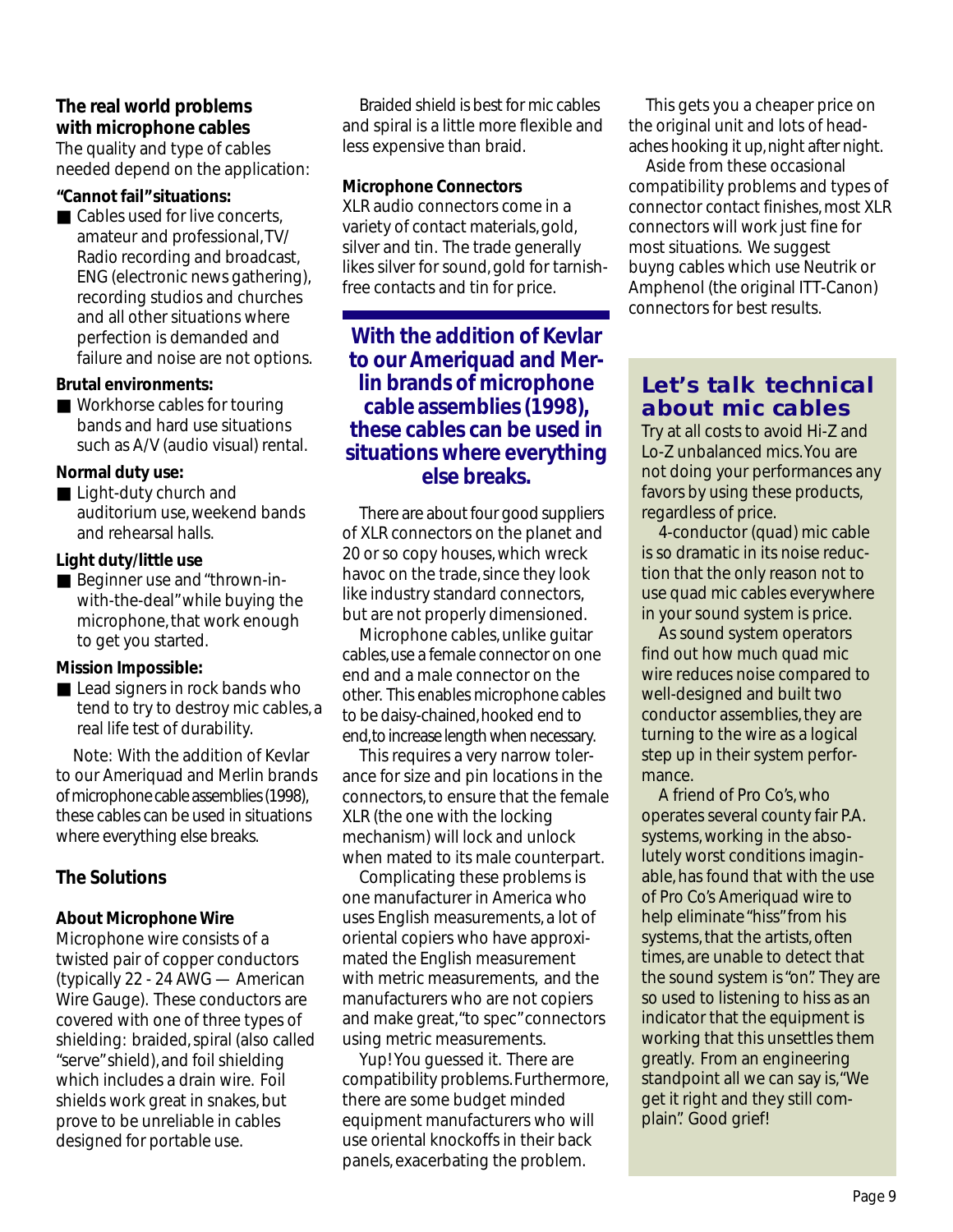## The real world problems with microphone cables

The quality and type of cables needed depend on the application:

**"Cannot fail" situations:**

- Cables used for live concerts, amateur and professional, TV/Radio recording and broadcast, ENG (electronic news gathering), recording studios and churches and all other situations where perfection is demanded and failure and noise are not options.

**Brutal environments:**

- Workhorse cables for touring bands and hard use situations such as A/V (audio visual) rental.

**Normal duty use:**

- Light-duty church and auditorium use, weekend bands and rehearsal halls.

**Light duty/little use**

- Beginner use and "thrown-in-with-the-deal" while buying the microphone, that work enough to get you started.

**Mission Impossible:**

- Lead signers in rock bands who tend to try to destroy mic cables, a real life test of durability.

Note: With the addition of Kevlar to our Ameriquad and Merlin brands of microphone cable assemblies (1998), these cables can be used in situations where everything else breaks.

## The Solutions

### About Microphone Wire

Microphone wire consists of a twisted pair of copper conductors (typically 22 - 24 AWG — American Wire Gauge). These conductors are covered with one of three types of shielding: braided, spiral (also called "serve" shield), and foil shielding which includes a drain wire. Foil shields work great in snakes, but prove to be unreliable in cables designed for portable use.

Braided shield is best for mic cables and spiral is a little more flexible and less expensive than braid.

### Microphone Connectors

XLR audio connectors come in a variety of contact materials, gold, silver and tin. The trade generally likes silver for sound, gold for tarnish-free contacts and tin for price.

**With the addition of Kevlar to our Ameriquad and Merlin brands of microphone cable assemblies (1998), these cables can be used in situations where everything else breaks.**

There are about four good suppliers of XLR connectors on the planet and 20 or so copy houses, which wreck havoc on the trade, since they look like industry standard connectors, but are not properly dimensioned.

Microphone cables, unlike guitar cables, use a female connector on one end and a male connector on the other. This enables microphone cables to be daisy-chained, hooked end to end, to increase length when necessary.

This requires a very narrow tolerance for size and pin locations in the connectors, to ensure that the female XLR (the one with the locking mechanism) will lock and unlock when mated to its male counterpart.

Complicating these problems is one manufacturer in America who uses English measurements, a lot of oriental copiers who have approximated the English measurement with metric measurements, and the manufacturers who are not copiers and make great, "to spec" connectors using metric measurements.

Yup! You guessed it. There are compatibility problems. Furthermore, there are some budget minded equipment manufacturers who will use oriental knockoffs in their back panels, exacerbating the problem.

This gets you a cheaper price on the original unit and lots of headaches hooking it up, night after night.

Aside from these occasional compatibility problems and types of connector contact finishes, most XLR connectors will work just fine for most situations. We suggest buyng cables which use Neutrik or Amphenol (the original ITT-Canon) connectors for best results.

## Let's talk technical about mic cables

Try at all costs to avoid Hi-Z and Lo-Z unbalanced mics. You are not doing your performances any favors by using these products, regardless of price.

4-conductor (quad) mic cable is so dramatic in its noise reduction that the only reason not to use quad mic cables everywhere in your sound system is price.

As sound system operators find out how much quad mic wire reduces noise compared to well-designed and built two conductor assemblies, they are turning to the wire as a logical step up in their system performance.

A friend of Pro Co's, who operates several county fair P.A. systems, working in the absolutely worst conditions imaginable, has found that with the use of Pro Co's Ameriquad wire to help eliminate "hiss" from his systems, that the artists, often times, are unable to detect that the sound system is "on". They are so used to listening to hiss as an indicator that the equipment is working that this unsettles them greatly. From an engineering standpoint all we can say is, "We get it right and they still complain". Good grief!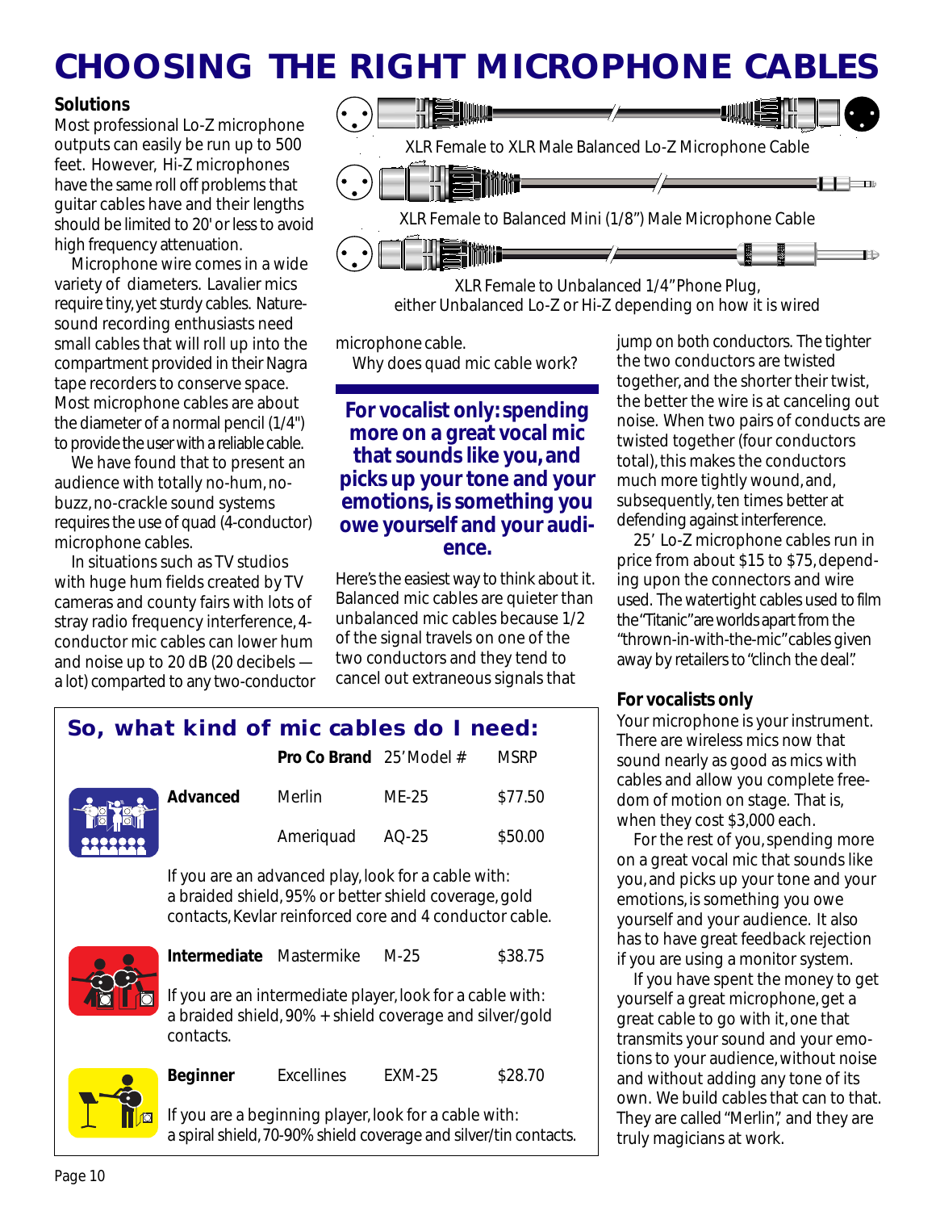# CHOOSING THE RIGHT MICROPHONE CABLES

## Solutions

Most professional Lo-Z microphone outputs can easily be run up to 500 feet. However, Hi-Z microphones have the same roll off problems that guitar cables have and their lengths should be limited to 20' or less to avoid high frequency attenuation.

Microphone wire comes in a wide variety of diameters. Lavalier mics require tiny, yet sturdy cables. Nature-sound recording enthusiasts need small cables that will roll up into the compartment provided in their Nagra tape recorders to conserve space. Most microphone cables are about the diameter of a normal pencil (1/4") to provide the user with a reliable cable.

We have found that to present an audience with totally no-hum, no-buzz, no-crackle sound systems requires the use of quad (4-conductor) microphone cables.

In situations such as TV studios with huge hum fields created by TV cameras and county fairs with lots of stray radio frequency interference, 4-conductor mic cables can lower hum and noise up to 20 dB (20 decibels — a lot) compared to any two-conductor microphone cable.

XLR Female to XLR Male Balanced Lo-Z Microphone Cable

XLR Female to Balanced Mini (1/8") Male Microphone Cable

XLR Female to Unbalanced 1/4" Phone Plug, either Unbalanced Lo-Z or Hi-Z depending on how it is wired

Why does quad mic cable work?

**For vocalist only: spending more on a great vocal mic that sounds like you, and picks up your tone and your emotions, is something you owe yourself and your audience.**

Here's the easiest way to think about it. Balanced mic cables are quieter than unbalanced mic cables because 1/2 of the signal travels on one of the two conductors and they tend to cancel out extraneous signals that jump on both conductors. The tighter the two conductors are twisted together, and the shorter their twist, the better the wire is at canceling out noise. When two pairs of conducts are twisted together (four conductors total), this makes the conductors much more tightly wound, and, subsequently, ten times better at defending against interference.

25' Lo-Z microphone cables run in price from about $15 to $75, depending upon the connectors and wire used. The watertight cables used to film the "Titanic" are worlds apart from the "thrown-in-with-the-mic" cables given away by retailers to "clinch the deal".

## So, what kind of mic cables do I need:

| | Pro Co Brand | 25' Model # | MSRP |
|---|---|---|---|
| **Advanced** | Merlin | ME-25 | $77.50 |
| | Ameriquad | AQ-25 | $50.00 |

If you are an advanced play, look for a cable with: a braided shield, 95% or better shield coverage, gold contacts, Kevlar reinforced core and 4 conductor cable.

| | Pro Co Brand | 25' Model # | MSRP |
|---|---|---|---|
| **Intermediate** | Mastermike | M-25 | $38.75 |

If you are an intermediate player, look for a cable with: a braided shield, 90% + shield coverage and silver/gold contacts.

| | Pro Co Brand | 25' Model # | MSRP |
|---|---|---|---|
| **Beginner** | Excellines | EXM-25 | $28.70 |

If you are a beginning player, look for a cable with: a spiral shield, 70-90% shield coverage and silver/tin contacts.

## For vocalists only

Your microphone is your instrument. There are wireless mics now that sound nearly as good as mics with cables and allow you complete freedom of motion on stage. That is, when they cost $3,000 each.

For the rest of you, spending more on a great vocal mic that sounds like you, and picks up your tone and your emotions, is something you owe yourself and your audience. It also has to have great feedback rejection if you are using a monitor system.

If you have spent the money to get yourself a great microphone, get a great cable to go with it, one that transmits your sound and your emotions to your audience, without noise and without adding any tone of its own. We build cables that can to that. They are called "Merlin", and they are truly magicians at work.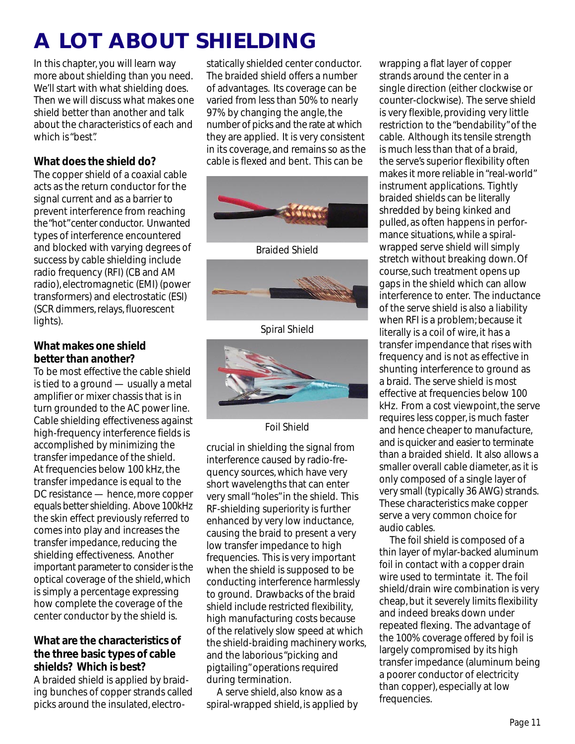# A LOT ABOUT SHIELDING

In this chapter, you will learn way more about shielding than you need. We'll start with what shielding does. Then we will discuss what makes one shield better than another and talk about the characteristics of each and which is "best".

### What does the shield do?

The copper shield of a coaxial cable acts as the return conductor for the signal current and as a barrier to prevent interference from reaching the "hot" center conductor. Unwanted types of interference encountered and blocked with varying degrees of success by cable shielding include radio frequency (RFI) (CB and AM radio), electromagnetic (EMI) (power transformers) and electrostatic (ESI) (SCR dimmers, relays, fluorescent lights).

### What makes one shield better than another?

To be most effective the cable shield is tied to a ground — usually a metal amplifier or mixer chassis that is in turn grounded to the AC power line. Cable shielding effectiveness against high-frequency interference fields is accomplished by minimizing the transfer impedance of the shield. At frequencies below 100 kHz, the transfer impedance is equal to the DC resistance — hence, more copper equals better shielding. Above 100kHz the skin effect previously referred to comes into play and increases the transfer impedance, reducing the shielding effectiveness. Another important parameter to consider is the optical coverage of the shield, which is simply a percentage expressing how complete the coverage of the center conductor by the shield is.

### What are the characteristics of the three basic types of cable shields? Which is best?

A braided shield is applied by braiding bunches of copper strands called picks around the insulated, electrostatically shielded center conductor. The braided shield offers a number of advantages. Its coverage can be varied from less than 50% to nearly 97% by changing the angle, the number of picks and the rate at which they are applied. It is very consistent in its coverage, and remains so as the cable is flexed and bent. This can be crucial in shielding the signal from interference caused by radio-frequency sources, which have very short wavelengths that can enter very small "holes" in the shield. This RF-shielding superiority is further enhanced by very low inductance, causing the braid to present a very low transfer impedance to high frequencies. This is very important when the shield is supposed to be conducting interference harmlessly to ground. Drawbacks of the braid shield include restricted flexibility, high manufacturing costs because of the relatively slow speed at which the shield-braiding machinery works, and the laborious "picking and pigtailing" operations required during termination.

Braided Shield

Spiral Shield

Foil Shield

A serve shield, also know as a spiral-wrapped shield, is applied by wrapping a flat layer of copper strands around the center in a single direction (either clockwise or counter-clockwise). The serve shield is very flexible, providing very little restriction to the "bendability" of the cable. Although its tensile strength is much less than that of a braid, the serve's superior flexibility often makes it more reliable in "real-world" instrument applications. Tightly braided shields can be literally shredded by being kinked and pulled, as often happens in performance situations, while a spiral-wrapped serve shield will simply stretch without breaking down. Of course, such treatment opens up gaps in the shield which can allow interference to enter. The inductance of the serve shield is also a liability when RFI is a problem; because it literally is a coil of wire, it has a transfer impendance that rises with frequency and is not as effective in shunting interference to ground as a braid. The serve shield is most effective at frequencies below 100 kHz. From a cost viewpoint, the serve requires less copper, is much faster and hence cheaper to manufacture, and is quicker and easier to terminate than a braided shield. It also allows a smaller overall cable diameter, as it is only composed of a single layer of very small (typically 36 AWG) strands. These characteristics make copper serve a very common choice for audio cables.

The foil shield is composed of a thin layer of mylar-backed aluminum foil in contact with a copper drain wire used to termintate it. The foil shield/drain wire combination is very cheap, but it severely limits flexibility and indeed breaks down under repeated flexing. The advantage of the 100% coverage offered by foil is largely compromised by its high transfer impedance (aluminum being a poorer conductor of electricity than copper), especially at low frequencies.